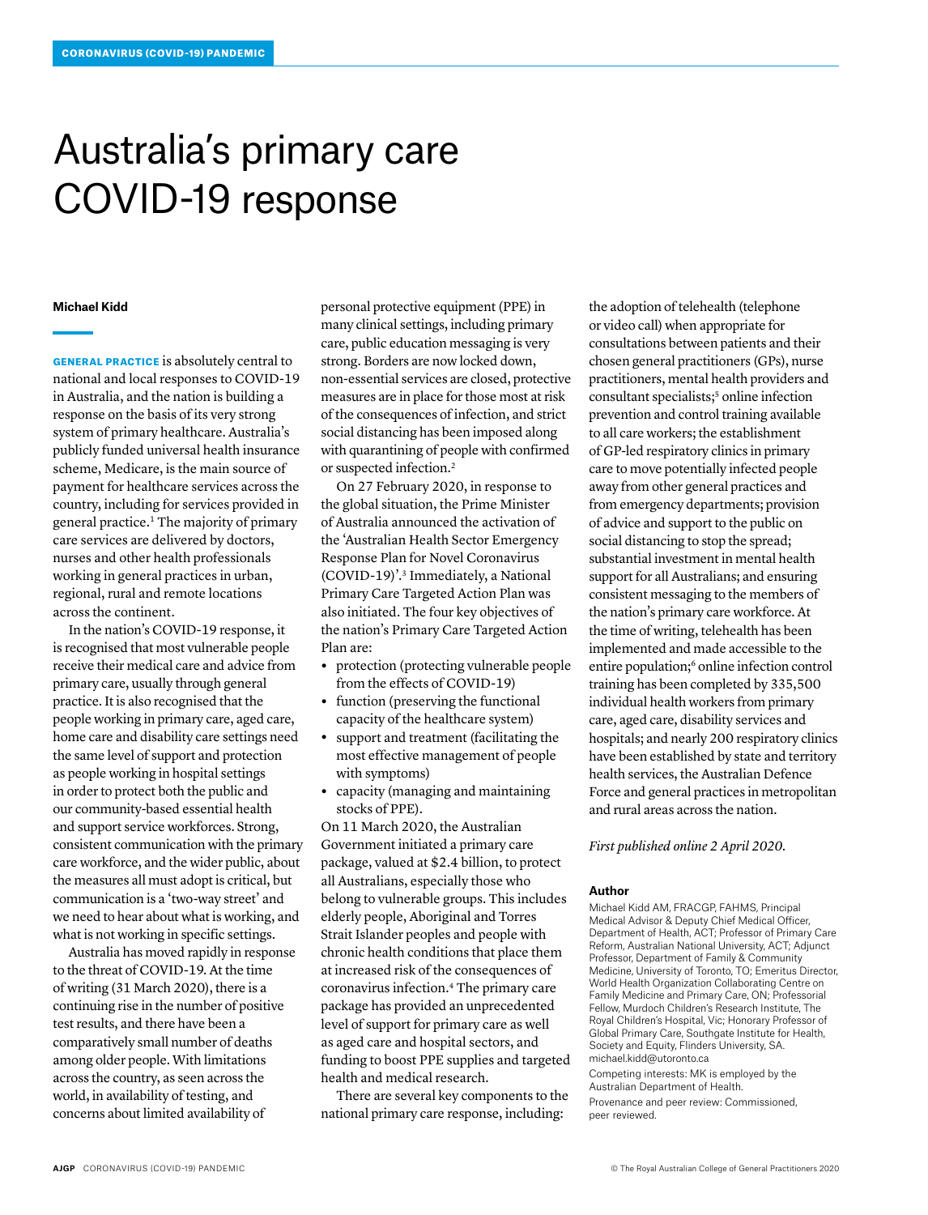# Australia's primary care COVID-19 response

**Michael Kidd**

**GENERAL PRACTICE** is absolutely central to national and local responses to COVID-19 in Australia, and the nation is building a response on the basis of its very strong system of primary healthcare. Australia's publicly funded universal health insurance scheme, Medicare, is the main source of payment for healthcare services across the country, including for services provided in general practice.[1] The majority of primary care services are delivered by doctors, nurses and other health professionals working in general practices in urban, regional, rural and remote locations across the continent.

In the nation's COVID-19 response, it is recognised that most vulnerable people receive their medical care and advice from primary care, usually through general practice. It is also recognised that the people working in primary care, aged care, home care and disability care settings need the same level of support and protection as people working in hospital settings in order to protect both the public and our community-based essential health and support service workforces. Strong, consistent communication with the primary care workforce, and the wider public, about the measures all must adopt is critical, but communication is a 'two-way street' and we need to hear about what is working, and what is not working in specific settings.

Australia has moved rapidly in response to the threat of COVID-19. At the time of writing (31 March 2020), there is a continuing rise in the number of positive test results, and there have been a comparatively small number of deaths among older people. With limitations across the country, as seen across the world, in availability of testing, and concerns about limited availability of personal protective equipment (PPE) in many clinical settings, including primary care, public education messaging is very strong. Borders are now locked down, non-essential services are closed, protective measures are in place for those most at risk of the consequences of infection, and strict social distancing has been imposed along with quarantining of people with confirmed or suspected infection.[2]

On 27 February 2020, in response to the global situation, the Prime Minister of Australia announced the activation of the 'Australian Health Sector Emergency Response Plan for Novel Coronavirus (COVID-19)'.[3] Immediately, a National Primary Care Targeted Action Plan was also initiated. The four key objectives of the nation's Primary Care Targeted Action Plan are:

- protection (protecting vulnerable people from the effects of COVID-19)
- function (preserving the functional capacity of the healthcare system)
- support and treatment (facilitating the most effective management of people with symptoms)
- capacity (managing and maintaining stocks of PPE).

On 11 March 2020, the Australian Government initiated a primary care package, valued at $2.4 billion, to protect all Australians, especially those who belong to vulnerable groups. This includes elderly people, Aboriginal and Torres Strait Islander peoples and people with chronic health conditions that place them at increased risk of the consequences of coronavirus infection.[4] The primary care package has provided an unprecedented level of support for primary care as well as aged care and hospital sectors, and funding to boost PPE supplies and targeted health and medical research.

There are several key components to the national primary care response, including: the adoption of telehealth (telephone or video call) when appropriate for consultations between patients and their chosen general practitioners (GPs), nurse practitioners, mental health providers and consultant specialists;[5] online infection prevention and control training available to all care workers; the establishment of GP-led respiratory clinics in primary care to move potentially infected people away from other general practices and from emergency departments; provision of advice and support to the public on social distancing to stop the spread; substantial investment in mental health support for all Australians; and ensuring consistent messaging to the members of the nation's primary care workforce. At the time of writing, telehealth has been implemented and made accessible to the entire population;[6] online infection control training has been completed by 335,500 individual health workers from primary care, aged care, disability services and hospitals; and nearly 200 respiratory clinics have been established by state and territory health services, the Australian Defence Force and general practices in metropolitan and rural areas across the nation.

*First published online 2 April 2020.*

### Author

Michael Kidd AM, FRACGP, FAHMS, Principal Medical Advisor & Deputy Chief Medical Officer, Department of Health, ACT; Professor of Primary Care Reform, Australian National University, ACT; Adjunct Professor, Department of Family & Community Medicine, University of Toronto, TO; Emeritus Director, World Health Organization Collaborating Centre on Family Medicine and Primary Care, ON; Professorial Fellow, Murdoch Children's Research Institute, The Royal Children's Hospital, Vic; Honorary Professor of Global Primary Care, Southgate Institute for Health, Society and Equity, Flinders University, SA. michael.kidd@utoronto.ca

Competing interests: MK is employed by the Australian Department of Health.

Provenance and peer review: Commissioned, peer reviewed.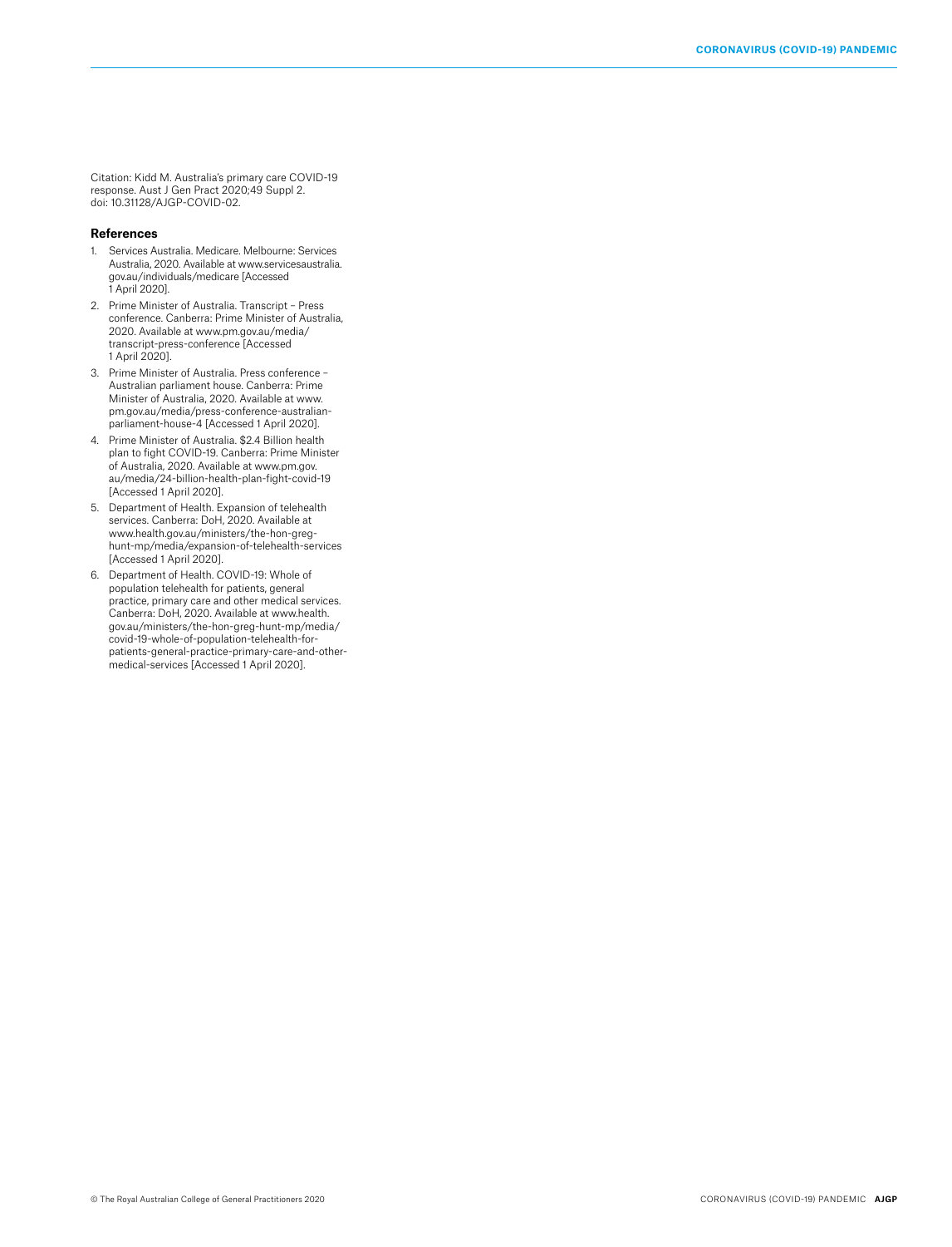Citation: Kidd M. Australia's primary care COVID-19 response. Aust J Gen Pract 2020;49 Suppl 2. doi: 10.31128/AJGP-COVID-02.

## References

1. Services Australia. Medicare. Melbourne: Services Australia, 2020. Available at www.servicesaustralia.gov.au/individuals/medicare [Accessed 1 April 2020].
2. Prime Minister of Australia. Transcript – Press conference. Canberra: Prime Minister of Australia, 2020. Available at www.pm.gov.au/media/transcript-press-conference [Accessed 1 April 2020].
3. Prime Minister of Australia. Press conference – Australian parliament house. Canberra: Prime Minister of Australia, 2020. Available at www.pm.gov.au/media/press-conference-australian-parliament-house-4 [Accessed 1 April 2020].
4. Prime Minister of Australia. $2.4 Billion health plan to fight COVID-19. Canberra: Prime Minister of Australia, 2020. Available at www.pm.gov.au/media/24-billion-health-plan-fight-covid-19 [Accessed 1 April 2020].
5. Department of Health. Expansion of telehealth services. Canberra: DoH, 2020. Available at www.health.gov.au/ministers/the-hon-greg-hunt-mp/media/expansion-of-telehealth-services [Accessed 1 April 2020].
6. Department of Health. COVID-19: Whole of population telehealth for patients, general practice, primary care and other medical services. Canberra: DoH, 2020. Available at www.health.gov.au/ministers/the-hon-greg-hunt-mp/media/covid-19-whole-of-population-telehealth-for-patients-general-practice-primary-care-and-other-medical-services [Accessed 1 April 2020].

© The Royal Australian College of General Practitioners 2020